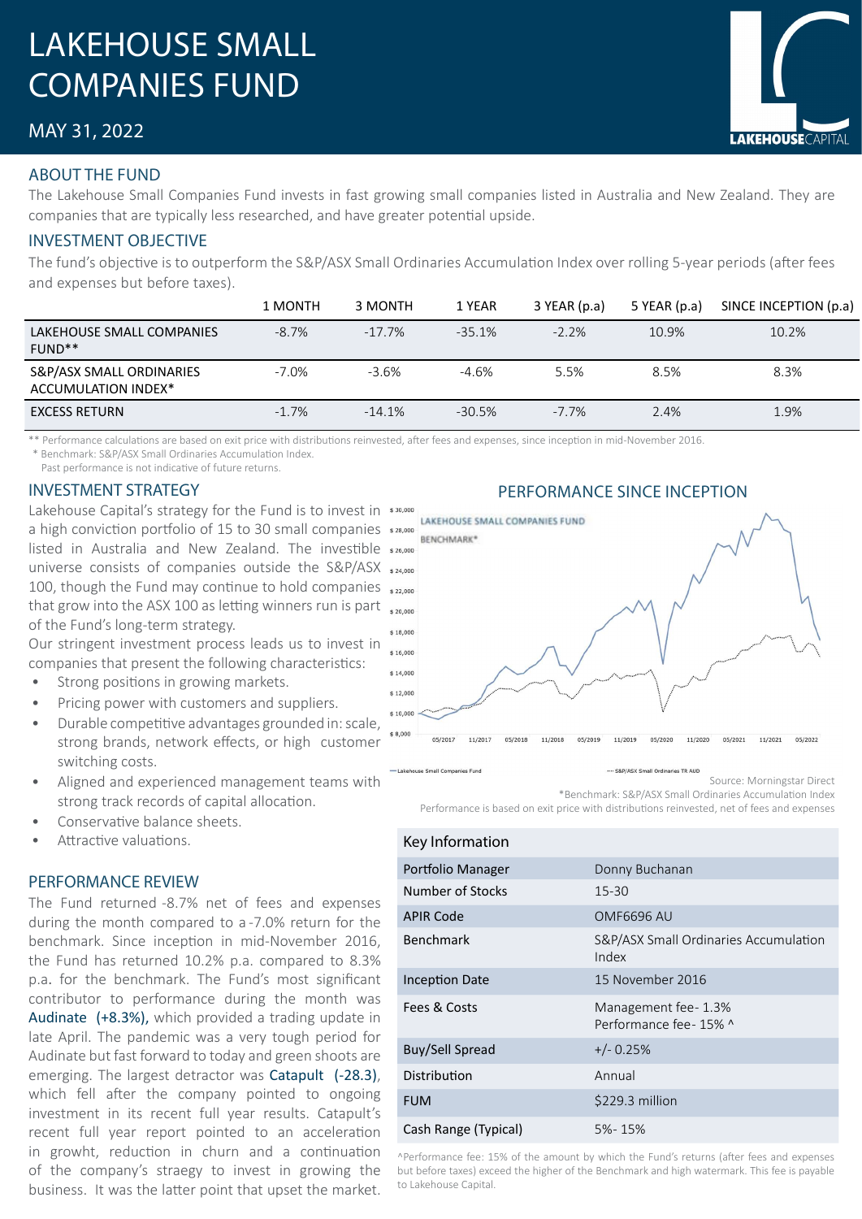// LAKEHOUSE SMALL COMPANIES FUND

# LAKEHOUSE SMALL COMPANIES FUND

MAY 31, 2022

## ABOUT THE FUND

The Lakehouse Small Companies Fund invests in fast growing small companies listed in Australia and New Zealand. They are companies that are typically less researched, and have greater potential upside.

## INVESTMENT OBJECTIVE

The fund's objective is to outperform the S&P/ASX Small Ordinaries Accumulation Index over rolling 5-year periods (after fees and expenses but before taxes).

| | 1 MONTH | 3 MONTH | 1 YEAR | 3 YEAR (p.a) | 5 YEAR (p.a) | SINCE INCEPTION (p.a) |
|---|---|---|---|---|---|---|
| LAKEHOUSE SMALL COMPANIES FUND** | -8.7% | -17.7% | -35.1% | -2.2% | 10.9% | 10.2% |
| S&P/ASX SMALL ORDINARIES ACCUMULATION INDEX* | -7.0% | -3.6% | -4.6% | 5.5% | 8.5% | 8.3% |
| EXCESS RETURN | -1.7% | -14.1% | -30.5% | -7.7% | 2.4% | 1.9% |

** Performance calculations are based on exit price with distributions reinvested, after fees and expenses, since inception in mid-November 2016.
* Benchmark: S&P/ASX Small Ordinaries Accumulation Index.
Past performance is not indicative of future returns.

## INVESTMENT STRATEGY

Lakehouse Capital's strategy for the Fund is to invest in a high conviction portfolio of 15 to 30 small companies listed in Australia and New Zealand. The investible universe consists of companies outside the S&P/ASX 100, though the Fund may continue to hold companies that grow into the ASX 100 as letting winners run is part of the Fund's long-term strategy.

Our stringent investment process leads us to invest in companies that present the following characteristics:

- Strong positions in growing markets.
- Pricing power with customers and suppliers.
- Durable competitive advantages grounded in: scale, strong brands, network effects, or high customer switching costs.
- Aligned and experienced management teams with strong track records of capital allocation.
- Conservative balance sheets.
- Attractive valuations.

## PERFORMANCE REVIEW

The Fund returned -8.7% net of fees and expenses during the month compared to a -7.0% return for the benchmark. Since inception in mid-November 2016, the Fund has returned 10.2% p.a. compared to 8.3% p.a. for the benchmark. The Fund's most significant contributor to performance during the month was Audinate (+8.3%), which provided a trading update in late April. The pandemic was a very tough period for Audinate but fast forward to today and green shoots are emerging. The largest detractor was Catapult (-28.3), which fell after the company pointed to ongoing investment in its recent full year results. Catapult's recent full year report pointed to an acceleration in growht, reduction in churn and a continuation of the company's straegy to invest in growing the business. It was the latter point that upset the market.

## PERFORMANCE SINCE INCEPTION

Source: Morningstar Direct
*Benchmark: S&P/ASX Small Ordinaries Accumulation Index
Performance is based on exit price with distributions reinvested, net of fees and expenses

| Key Information | |
|---|---|
| Portfolio Manager | Donny Buchanan |
| Number of Stocks | 15-30 |
| APIR Code | OMF6696 AU |
| Benchmark | S&P/ASX Small Ordinaries Accumulation Index |
| Inception Date | 15 November 2016 |
| Fees & Costs | Management fee- 1.3%<br>Performance fee- 15% ^ |
| Buy/Sell Spread | +/- 0.25% |
| Distribution | Annual |
| FUM | $229.3 million |
| Cash Range (Typical) | 5%- 15% |

^Performance fee: 15% of the amount by which the Fund's returns (after fees and expenses but before taxes) exceed the higher of the Benchmark and high watermark. This fee is payable to Lakehouse Capital.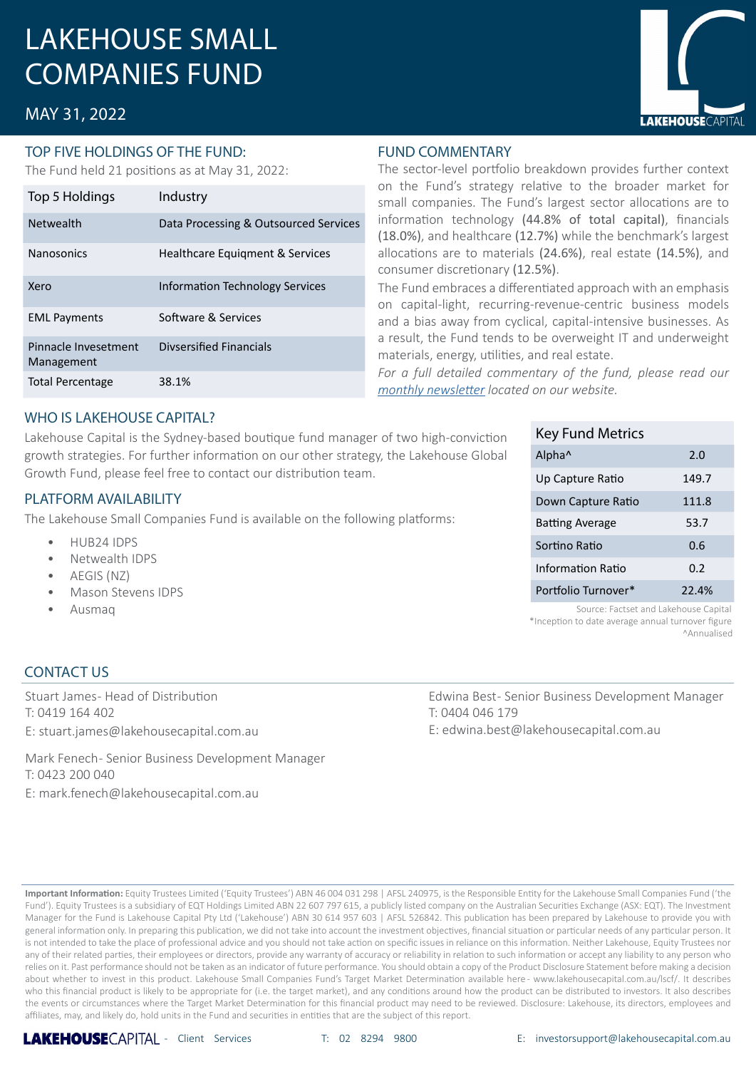// LAKEHOUSE SMALL COMPANIES FUND

MAY 31, 2022

## TOP FIVE HOLDINGS OF THE FUND:

The Fund held 21 positions as at May 31, 2022:

| Top 5 Holdings | Industry |
|---|---|
| Netwealth | Data Processing & Outsourced Services |
| Nanosonics | Healthcare Equiqment & Services |
| Xero | Information Technology Services |
| EML Payments | Software & Services |
| Pinnacle Invesetment Management | Divsersified Financials |
| Total Percentage | 38.1% |

## FUND COMMENTARY

The sector-level portfolio breakdown provides further context on the Fund's strategy relative to the broader market for small companies. The Fund's largest sector allocations are to information technology (44.8% of total capital), financials (18.0%), and healthcare (12.7%) while the benchmark's largest allocations are to materials (24.6%), real estate (14.5%), and consumer discretionary (12.5%).

The Fund embraces a differentiated approach with an emphasis on capital-light, recurring-revenue-centric business models and a bias away from cyclical, capital-intensive businesses. As a result, the Fund tends to be overweight IT and underweight materials, energy, utilities, and real estate.

*For a full detailed commentary of the fund, please read our [monthly newsletter](#) located on our website.*

## WHO IS LAKEHOUSE CAPITAL?

Lakehouse Capital is the Sydney-based boutique fund manager of two high-conviction growth strategies. For further information on our other strategy, the Lakehouse Global Growth Fund, please feel free to contact our distribution team.

## PLATFORM AVAILABILITY

The Lakehouse Small Companies Fund is available on the following platforms:

- HUB24 IDPS
- Netwealth IDPS
- AEGIS (NZ)
- Mason Stevens IDPS
- Ausmaq

| Key Fund Metrics | |
|---|---|
| Alpha^ | 2.0 |
| Up Capture Ratio | 149.7 |
| Down Capture Ratio | 111.8 |
| Batting Average | 53.7 |
| Sortino Ratio | 0.6 |
| Information Ratio | 0.2 |
| Portfolio Turnover* | 22.4% |

Source: Factset and Lakehouse Capital
*Inception to date average annual turnover figure
^Annualised

## CONTACT US

Stuart James- Head of Distribution
T: 0419 164 402
E: stuart.james@lakehousecapital.com.au

Mark Fenech- Senior Business Development Manager
T: 0423 200 040
E: mark.fenech@lakehousecapital.com.au

Edwina Best- Senior Business Development Manager
T: 0404 046 179
E: edwina.best@lakehousecapital.com.au

**Important Information:** Equity Trustees Limited ('Equity Trustees') ABN 46 004 031 298 | AFSL 240975, is the Responsible Entity for the Lakehouse Small Companies Fund ('the Fund'). Equity Trustees is a subsidiary of EQT Holdings Limited ABN 22 607 797 615, a publicly listed company on the Australian Securities Exchange (ASX: EQT). The Investment Manager for the Fund is Lakehouse Capital Pty Ltd ('Lakehouse') ABN 30 614 957 603 | AFSL 526842. This publication has been prepared by Lakehouse to provide you with general information only. In preparing this publication, we did not take into account the investment objectives, financial situation or particular needs of any particular person. It is not intended to take the place of professional advice and you should not take action on specific issues in reliance on this information. Neither Lakehouse, Equity Trustees nor any of their related parties, their employees or directors, provide any warranty of accuracy or reliability in relation to such information or accept any liability to any person who relies on it. Past performance should not be taken as an indicator of future performance. You should obtain a copy of the Product Disclosure Statement before making a decision about whether to invest in this product. Lakehouse Small Companies Fund's Target Market Determination available here - www.lakehousecapital.com.au/lscf/. It describes who this financial product is likely to be appropriate for (i.e. the target market), and any conditions around how the product can be distributed to investors. It also describes the events or circumstances where the Target Market Determination for this financial product may need to be reviewed. Disclosure: Lakehouse, its directors, employees and affiliates, may, and likely do, hold units in the Fund and securities in entities that are the subject of this report.

LAKEHOUSECAPITAL - Client Services T: 02 8294 9800 E: investorsupport@lakehousecapital.com.au